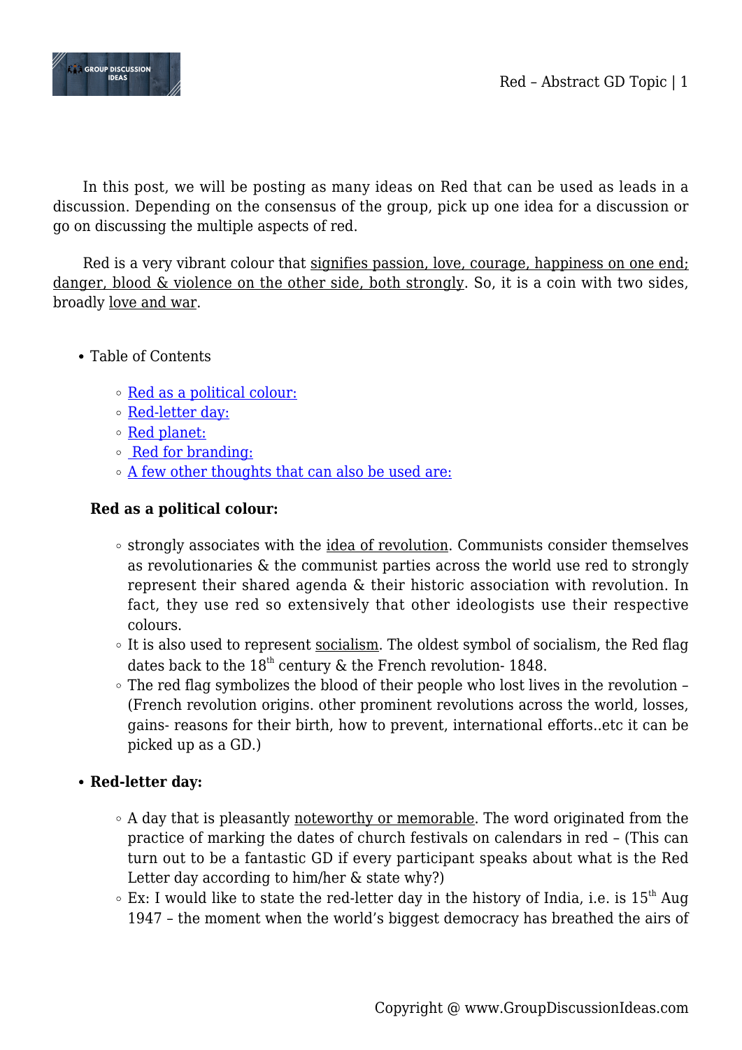In this post, we will be posting as many ideas on Red that can be used as leads in a discussion. Depending on the consensus of the group, pick up one idea for a discussion or go on discussing the multiple aspects of red.

Red is a very vibrant colour that signifies passion, love, courage, happiness on one end; danger, blood & violence on the other side, both strongly. So, it is a coin with two sides, broadly love and war.

- Table of Contents
  - Red as a political colour:
  - Red-letter day:
  - Red planet:
  - Red for branding:
  - A few other thoughts that can also be used are:

**Red as a political colour:**

- strongly associates with the idea of revolution. Communists consider themselves as revolutionaries & the communist parties across the world use red to strongly represent their shared agenda & their historic association with revolution. In fact, they use red so extensively that other ideologists use their respective colours.
- It is also used to represent socialism. The oldest symbol of socialism, the Red flag dates back to the 18th century & the French revolution- 1848.
- The red flag symbolizes the blood of their people who lost lives in the revolution – (French revolution origins. other prominent revolutions across the world, losses, gains- reasons for their birth, how to prevent, international efforts..etc it can be picked up as a GD.)

- **Red-letter day:**
  - A day that is pleasantly noteworthy or memorable. The word originated from the practice of marking the dates of church festivals on calendars in red – (This can turn out to be a fantastic GD if every participant speaks about what is the Red Letter day according to him/her & state why?)
  - Ex: I would like to state the red-letter day in the history of India, i.e. is 15th Aug 1947 – the moment when the world's biggest democracy has breathed the airs of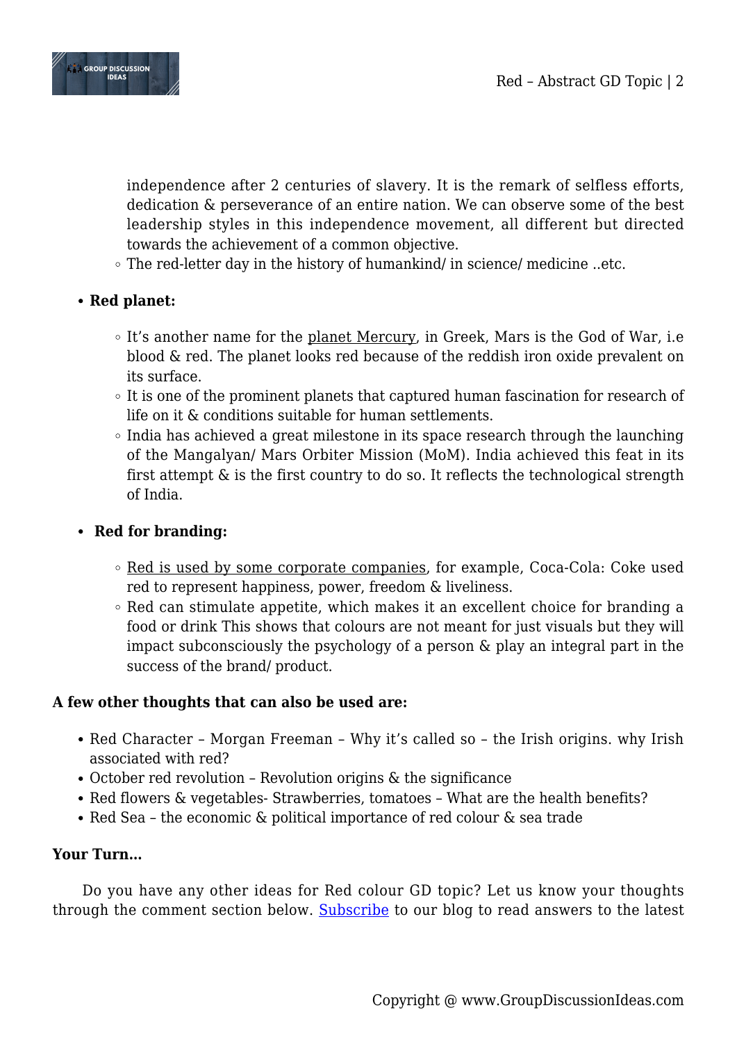independence after 2 centuries of slavery. It is the remark of selfless efforts, dedication & perseverance of an entire nation. We can observe some of the best leadership styles in this independence movement, all different but directed towards the achievement of a common objective.
    - The red-letter day in the history of humankind/ in science/ medicine ..etc.

- **Red planet:**
    - It's another name for the planet Mercury, in Greek, Mars is the God of War, i.e blood & red. The planet looks red because of the reddish iron oxide prevalent on its surface.
    - It is one of the prominent planets that captured human fascination for research of life on it & conditions suitable for human settlements.
    - India has achieved a great milestone in its space research through the launching of the Mangalyan/ Mars Orbiter Mission (MoM). India achieved this feat in its first attempt & is the first country to do so. It reflects the technological strength of India.

- **Red for branding:**
    - Red is used by some corporate companies, for example, Coca-Cola: Coke used red to represent happiness, power, freedom & liveliness.
    - Red can stimulate appetite, which makes it an excellent choice for branding a food or drink This shows that colours are not meant for just visuals but they will impact subconsciously the psychology of a person & play an integral part in the success of the brand/ product.

**A few other thoughts that can also be used are:**

- Red Character – Morgan Freeman – Why it's called so – the Irish origins. why Irish associated with red?
- October red revolution – Revolution origins & the significance
- Red flowers & vegetables- Strawberries, tomatoes – What are the health benefits?
- Red Sea – the economic & political importance of red colour & sea trade

**Your Turn…**

Do you have any other ideas for Red colour GD topic? Let us know your thoughts through the comment section below. Subscribe to our blog to read answers to the latest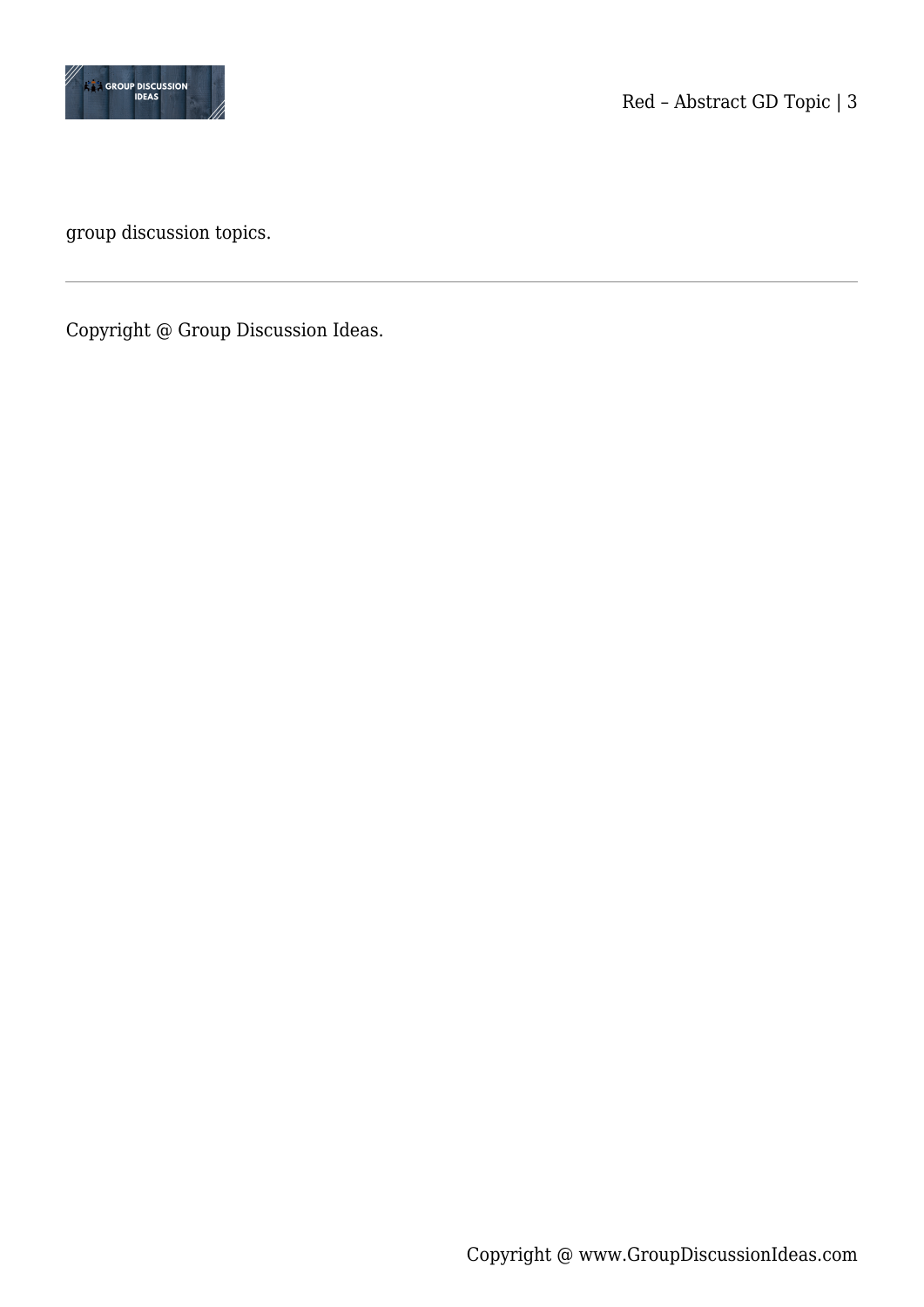group discussion topics.

---

Copyright @ Group Discussion Ideas.